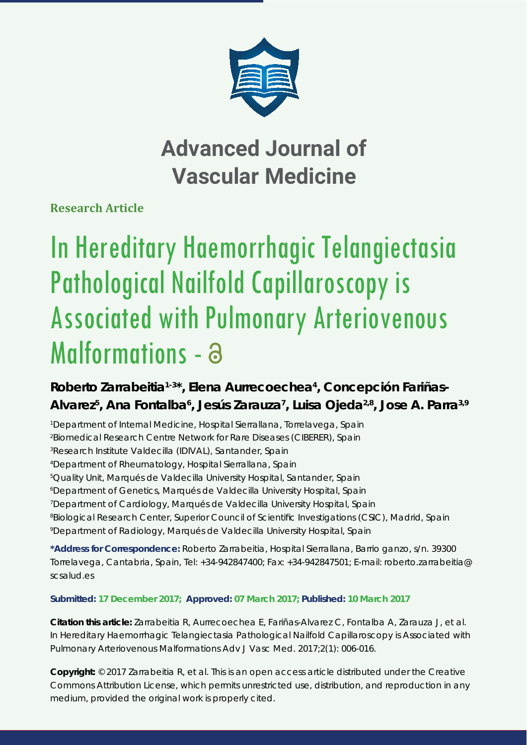# Advanced Journal of Vascular Medicine

**Research Article**

# In Hereditary Haemorrhagic Telangiectasia Pathological Nailfold Capillaroscopy is Associated with Pulmonary Arteriovenous Malformations -

**Roberto Zarrabeitia[1-3]*, Elena Aurrecoechea[4], Concepción Fariñas-Alvarez[5], Ana Fontalba[6], Jesús Zarauza[7], Luisa Ojeda[2,8], Jose A. Parra[3,9]**

[1]Department of Internal Medicine, Hospital Sierrallana, Torrelavega, Spain
[2]Biomedical Research Centre Network for Rare Diseases (CIBERER), Spain
[3]Research Institute Valdecilla (IDIVAL), Santander, Spain
[4]Department of Rheumatology, Hospital Sierrallana, Spain
[5]Quality Unit, Marqués de Valdecilla University Hospital, Santander, Spain
[6]Department of Genetics, Marqués de Valdecilla University Hospital, Spain
[7]Department of Cardiology, Marqués de Valdecilla University Hospital, Spain
[8]Biological Research Center, Superior Council of Scientific Investigations (CSIC), Madrid, Spain
[9]Department of Radiology, Marqués de Valdecilla University Hospital, Spain

**\*Address for Correspondence:** Roberto Zarrabeitia, Hospital Sierrallana, Barrio ganzo, s/n. 39300 Torrelavega, Cantabria, Spain, Tel: +34-942847400; Fax: +34-942847501; E-mail: roberto.zarrabeitia@scsalud.es

**Submitted: 17 December 2017; Approved: 07 March 2017; Published: 10 March 2017**

**Citation this article:** Zarrabeitia R, Aurrecoechea E, Fariñas-Alvarez C, Fontalba A, Zarauza J, et al. In Hereditary Haemorrhagic Telangiectasia Pathological Nailfold Capillaroscopy is Associated with Pulmonary Arteriovenous Malformations Adv J Vasc Med. 2017;2(1): 006-016.

**Copyright:** © 2017 Zarrabeitia R, et al. This is an open access article distributed under the Creative Commons Attribution License, which permits unrestricted use, distribution, and reproduction in any medium, provided the original work is properly cited.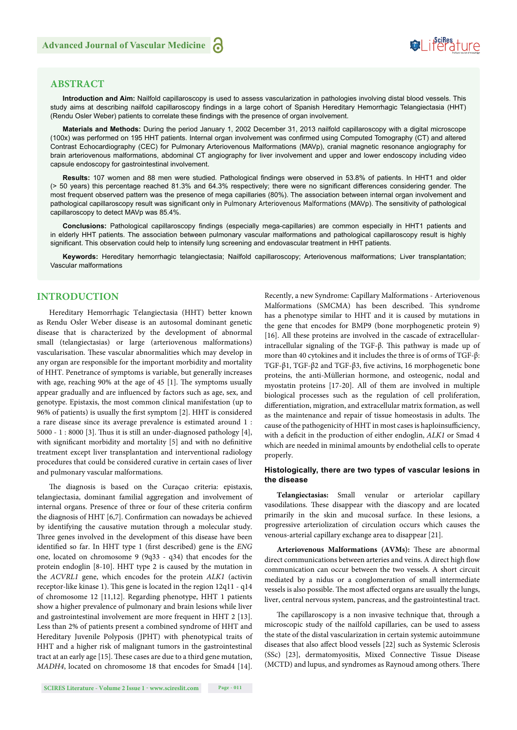## ABSTRACT

**Introduction and Aim:** Nailfold capillaroscopy is used to assess vascularization in pathologies involving distal blood vessels. This study aims at describing nailfold capillaroscopy findings in a large cohort of Spanish Hereditary Hemorrhagic Telangiectasia (HHT) (Rendu Osler Weber) patients to correlate these findings with the presence of organ involvement.

**Materials and Methods:** During the period January 1, 2002 December 31, 2013 nailfold capillaroscopy with a digital microscope (100x) was performed on 195 HHT patients. Internal organ involvement was confirmed using Computed Tomography (CT) and altered Contrast Echocardiography (CEC) for Pulmonary Arteriovenous Malformations (MAVp), cranial magnetic resonance angiography for brain arteriovenous malformations, abdominal CT angiography for liver involvement and upper and lower endoscopy including video capsule endoscopy for gastrointestinal involvement.

**Results:** 107 women and 88 men were studied. Pathological findings were observed in 53.8% of patients. In HHT1 and older (> 50 years) this percentage reached 81.3% and 64.3% respectively; there were no significant differences considering gender. The most frequent observed pattern was the presence of mega capillaries (80%). The association between internal organ involvement and pathological capillaroscopy result was significant only in Pulmonary Arteriovenous Malformations (MAVp). The sensitivity of pathological capillaroscopy to detect MAVp was 85.4%.

**Conclusions:** Pathological capillaroscopy findings (especially mega-capillaries) are common especially in HHT1 patients and in elderly HHT patients. The association between pulmonary vascular malformations and pathological capillaroscopy result is highly significant. This observation could help to intensify lung screening and endovascular treatment in HHT patients.

**Keywords:** Hereditary hemorrhagic telangiectasia; Nailfold capillaroscopy; Arteriovenous malformations; Liver transplantation; Vascular malformations

## INTRODUCTION

Hereditary Hemorrhagic Telangiectasia (HHT) better known as Rendu Osler Weber disease is an autosomal dominant genetic disease that is characterized by the development of abnormal small (telangiectasias) or large (arteriovenous malformations) vascularisation. These vascular abnormalities which may develop in any organ are responsible for the important morbidity and mortality of HHT. Penetrance of symptoms is variable, but generally increases with age, reaching 90% at the age of 45 [1]. The symptoms usually appear gradually and are influenced by factors such as age, sex, and genotype. Epistaxis, the most common clinical manifestation (up to 96% of patients) is usually the first symptom [2]. HHT is considered a rare disease since its average prevalence is estimated around 1 : 5000 - 1 : 8000 [3]. Thus it is still an under-diagnosed pathology [4], with significant morbidity and mortality [5] and with no definitive treatment except liver transplantation and interventional radiology procedures that could be considered curative in certain cases of liver and pulmonary vascular malformations.

The diagnosis is based on the Curaçao criteria: epistaxis, telangiectasia, dominant familial aggregation and involvement of internal organs. Presence of three or four of these criteria confirm the diagnosis of HHT [6,7]. Confirmation can nowadays be achieved by identifying the causative mutation through a molecular study. Three genes involved in the development of this disease have been identified so far. In HHT type 1 (first described) gene is the *ENG* one, located on chromosome 9 (9q33 - q34) that encodes for the protein endoglin [8-10]. HHT type 2 is caused by the mutation in the *ACVRL1* gene, which encodes for the protein *ALK1* (activin receptor-like kinase 1). This gene is located in the region 12q11 - q14 of chromosome 12 [11,12]. Regarding phenotype, HHT 1 patients show a higher prevalence of pulmonary and brain lesions while liver and gastrointestinal involvement are more frequent in HHT 2 [13]. Less than 2% of patients present a combined syndrome of HHT and Hereditary Juvenile Polyposis (JPHT) with phenotypical traits of HHT and a higher risk of malignant tumors in the gastrointestinal tract at an early age [15]. These cases are due to a third gene mutation, *MADH4*, located on chromosome 18 that encodes for Smad4 [14]. Recently, a new Syndrome: Capillary Malformations - Arteriovenous Malformations (SMCMA) has been described. This syndrome has a phenotype similar to HHT and it is caused by mutations in the gene that encodes for BMP9 (bone morphogenetic protein 9) [16]. All these proteins are involved in the cascade of extracellular-intracellular signaling of the TGF-β. This pathway is made up of more than 40 cytokines and it includes the three is of orms of TGF-β: TGF-β1, TGF-β2 and TGF-β3, five activins, 16 morphogenetic bone proteins, the anti-Müllerian hormone, and osteogenic, nodal and myostatin proteins [17-20]. All of them are involved in multiple biological processes such as the regulation of cell proliferation, differentiation, migration, and extracellular matrix formation, as well as the maintenance and repair of tissue homeostasis in adults. The cause of the pathogenicity of HHT in most cases is haploinsufficiency, with a deficit in the production of either endoglin, *ALK1* or Smad 4 which are needed in minimal amounts by endothelial cells to operate properly.

### Histologically, there are two types of vascular lesions in the disease

**Telangiectasias:** Small venular or arteriolar capillary vasodilations. These disappear with the diascopy and are located primarily in the skin and mucosal surface. In these lesions, a progressive arteriolization of circulation occurs which causes the venous-arterial capillary exchange area to disappear [21].

**Arteriovenous Malformations (AVMs):** These are abnormal direct communications between arteries and veins. A direct high flow communication can occur between the two vessels. A short circuit mediated by a nidus or a conglomeration of small intermediate vessels is also possible. The most affected organs are usually the lungs, liver, central nervous system, pancreas, and the gastrointestinal tract.

The capillaroscopy is a non invasive technique that, through a microscopic study of the nailfold capillaries, can be used to assess the state of the distal vascularization in certain systemic autoimmune diseases that also affect blood vessels [22] such as Systemic Sclerosis (SSc) [23], dermatomyositis, Mixed Connective Tissue Disease (MCTD) and lupus, and syndromes as Raynoud among others. There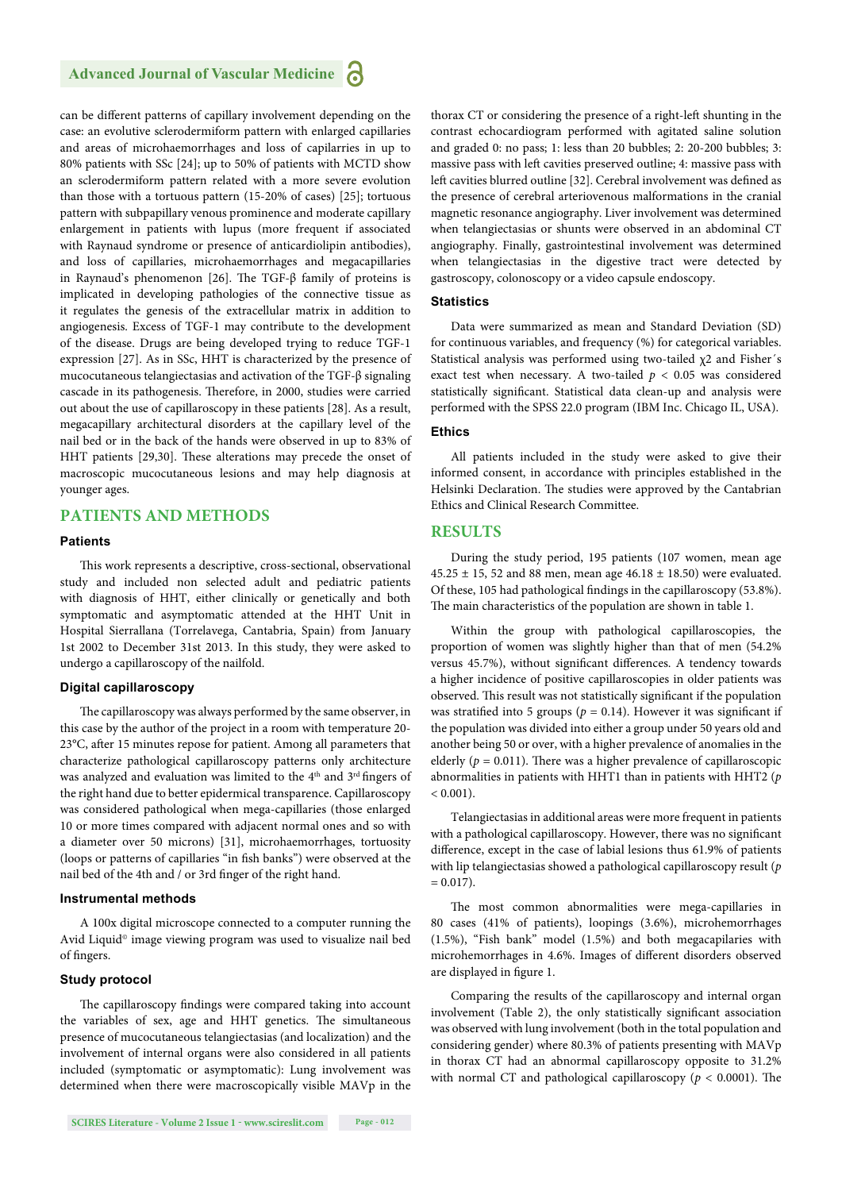can be different patterns of capillary involvement depending on the case: an evolutive sclerodermiform pattern with enlarged capillaries and areas of microhaemorrhages and loss of capilarries in up to 80% patients with SSc [24]; up to 50% of patients with MCTD show an sclerodermiform pattern related with a more severe evolution than those with a tortuous pattern (15-20% of cases) [25]; tortuous pattern with subpapillary venous prominence and moderate capillary enlargement in patients with lupus (more frequent if associated with Raynaud syndrome or presence of anticardiolipin antibodies), and loss of capillaries, microhaemorrhages and megacapillaries in Raynaud's phenomenon [26]. The TGF-β family of proteins is implicated in developing pathologies of the connective tissue as it regulates the genesis of the extracellular matrix in addition to angiogenesis. Excess of TGF-1 may contribute to the development of the disease. Drugs are being developed trying to reduce TGF-1 expression [27]. As in SSc, HHT is characterized by the presence of mucocutaneous telangiectasias and activation of the TGF-β signaling cascade in its pathogenesis. Therefore, in 2000, studies were carried out about the use of capillaroscopy in these patients [28]. As a result, megacapillary architectural disorders at the capillary level of the nail bed or in the back of the hands were observed in up to 83% of HHT patients [29,30]. These alterations may precede the onset of macroscopic mucocutaneous lesions and may help diagnosis at younger ages.

## PATIENTS AND METHODS

### Patients

This work represents a descriptive, cross-sectional, observational study and included non selected adult and pediatric patients with diagnosis of HHT, either clinically or genetically and both symptomatic and asymptomatic attended at the HHT Unit in Hospital Sierrallana (Torrelavega, Cantabria, Spain) from January 1st 2002 to December 31st 2013. In this study, they were asked to undergo a capillaroscopy of the nailfold.

### Digital capillaroscopy

The capillaroscopy was always performed by the same observer, in this case by the author of the project in a room with temperature 20-23°C, after 15 minutes repose for patient. Among all parameters that characterize pathological capillaroscopy patterns only architecture was analyzed and evaluation was limited to the 4th and 3rd fingers of the right hand due to better epidermical transparence. Capillaroscopy was considered pathological when mega-capillaries (those enlarged 10 or more times compared with adjacent normal ones and so with a diameter over 50 microns) [31], microhaemorrhages, tortuosity (loops or patterns of capillaries "in fish banks") were observed at the nail bed of the 4th and / or 3rd finger of the right hand.

### Instrumental methods

A 100x digital microscope connected to a computer running the Avid Liquid© image viewing program was used to visualize nail bed of fingers.

### Study protocol

The capillaroscopy findings were compared taking into account the variables of sex, age and HHT genetics. The simultaneous presence of mucocutaneous telangiectasias (and localization) and the involvement of internal organs were also considered in all patients included (symptomatic or asymptomatic): Lung involvement was determined when there were macroscopically visible MAVp in the thorax CT or considering the presence of a right-left shunting in the contrast echocardiogram performed with agitated saline solution and graded 0: no pass; 1: less than 20 bubbles; 2: 20-200 bubbles; 3: massive pass with left cavities preserved outline; 4: massive pass with left cavities blurred outline [32]. Cerebral involvement was defined as the presence of cerebral arteriovenous malformations in the cranial magnetic resonance angiography. Liver involvement was determined when telangiectasias or shunts were observed in an abdominal CT angiography. Finally, gastrointestinal involvement was determined when telangiectasias in the digestive tract were detected by gastroscopy, colonoscopy or a video capsule endoscopy.

### Statistics

Data were summarized as mean and Standard Deviation (SD) for continuous variables, and frequency (%) for categorical variables. Statistical analysis was performed using two-tailed $\chi 2$ and Fisher´s exact test when necessary. A two-tailed $p < 0.05$ was considered statistically significant. Statistical data clean-up and analysis were performed with the SPSS 22.0 program (IBM Inc. Chicago IL, USA).

### Ethics

All patients included in the study were asked to give their informed consent, in accordance with principles established in the Helsinki Declaration. The studies were approved by the Cantabrian Ethics and Clinical Research Committee.

## RESULTS

During the study period, 195 patients (107 women, mean age 45.25 ± 15, 52 and 88 men, mean age 46.18 ± 18.50) were evaluated. Of these, 105 had pathological findings in the capillaroscopy (53.8%). The main characteristics of the population are shown in table 1.

Within the group with pathological capillaroscopies, the proportion of women was slightly higher than that of men (54.2% versus 45.7%), without significant differences. A tendency towards a higher incidence of positive capillaroscopies in older patients was observed. This result was not statistically significant if the population was stratified into 5 groups ($p = 0.14$). However it was significant if the population was divided into either a group under 50 years old and another being 50 or over, with a higher prevalence of anomalies in the elderly ($p = 0.011$). There was a higher prevalence of capillaroscopic abnormalities in patients with HHT1 than in patients with HHT2 ($p < 0.001$).

Telangiectasias in additional areas were more frequent in patients with a pathological capillaroscopy. However, there was no significant difference, except in the case of labial lesions thus 61.9% of patients with lip telangiectasias showed a pathological capillaroscopy result ($p = 0.017$).

The most common abnormalities were mega-capillaries in 80 cases (41% of patients), loopings (3.6%), microhemorrhages (1.5%), "Fish bank" model (1.5%) and both megacapilaries with microhemorrhages in 4.6%. Images of different disorders observed are displayed in figure 1.

Comparing the results of the capillaroscopy and internal organ involvement (Table 2), the only statistically significant association was observed with lung involvement (both in the total population and considering gender) where 80.3% of patients presenting with MAVp in thorax CT had an abnormal capillaroscopy opposite to 31.2% with normal CT and pathological capillaroscopy ($p < 0.0001$). The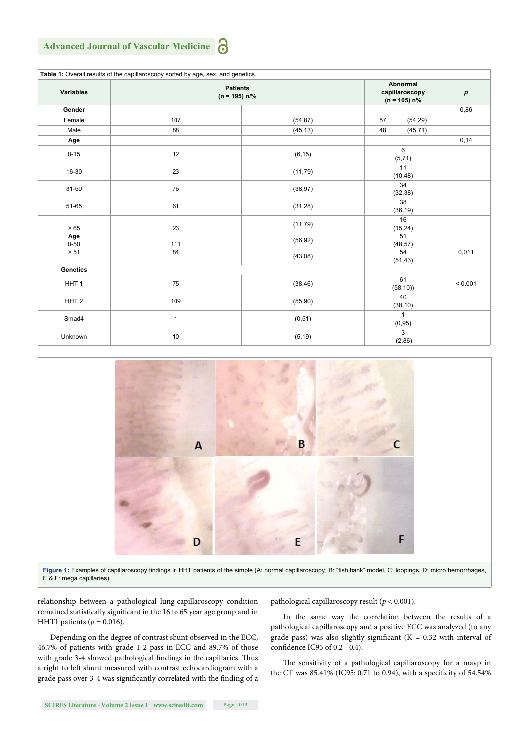**Table 1:** Overall results of the capillaroscopy sorted by age, sex, and genetics.

| Variables | Patients (n = 195) n/% | | Abnormal capillaroscopy (n = 105) n% | p |
|---|---|---|---|---|
| **Gender** | | | | 0,86 |
| Female | 107 | (54,87) | 57 (54,29) | |
| Male | 88 | (45,13) | 48 (45,71) | |
| **Age** | | | | 0,14 |
| 0-15 | 12 | (6,15) | 6 (5,71) | |
| 16-30 | 23 | (11,79) | 11 (10,48) | |
| 31-50 | 76 | (38,97) | 34 (32,38) | |
| 51-65 | 61 | (31,28) | 38 (36,19) | |
| > 65 | 23 | (11,79) | 16 (15,24) | |
| **Age** | | | | |
| 0-50 | 111 | (56,92) | 51 (48,57) | |
| > 51 | 84 | (43,08) | 54 (51,43) | 0,011 |
| **Genetics** | | | | |
| HHT 1 | 75 | (38,46) | 61 (58,10)) | < 0.001 |
| HHT 2 | 109 | (55,90) | 40 (38,10) | |
| Smad4 | 1 | (0,51) | 1 (0,95) | |
| Unknown | 10 | (5,19) | 3 (2,86) | |

**Figure 1:** Examples of capillaroscopy findings in HHT patients of the simple (A: normal capillaroscopy, B: "fish bank" model, C: loopings, D: micro hemorrhages, E & F: mega capillaries).

relationship between a pathological lung-capillaroscopy condition remained statistically significant in the 16 to 65 year age group and in HHT1 patients ($p = 0.016$).

Depending on the degree of contrast shunt observed in the ECC, 46.7% of patients with grade 1-2 pass in ECC and 89.7% of those with grade 3-4 showed pathological findings in the capillaries. Thus a right to left shunt measured with contrast echocardiogram with a grade pass over 3-4 was significantly correlated with the finding of a pathological capillaroscopy result ($p < 0.001$).

In the same way the correlation between the results of a pathological capillaroscopy and a positive ECC was analyzed (to any grade pass) was also slightly significant (K = 0.32 with interval of confidence IC95 of 0.2 - 0.4).

The sensitivity of a pathological capillaroscopy for a mavp in the CT was 85.41% (IC95: 0.71 to 0.94), with a specificity of 54.54%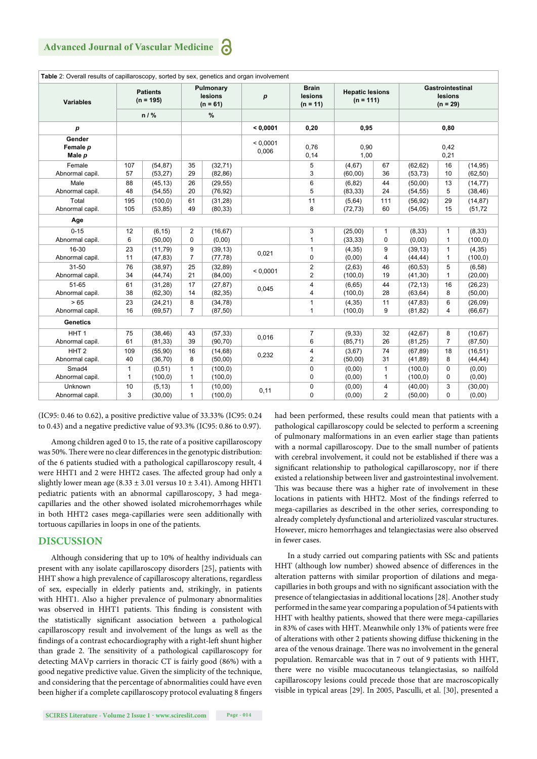Table 2: Overall results of capillaroscopy, sorted by sex, genetics and organ involvement

| Variables | Patients (n = 195) | | Pulmonary lesions (n = 61) | | p | Brain lesions (n = 11) | | Hepatic lesions (n = 111) | | Gastrointestinal lesions (n = 29) | |
|---|---|---|---|---|---|---|---|---|---|---|---|
| | n / % | | % | | | | | | | | |
| **p** | | | | | **< 0,0001** | **0,20** | | **0,95** | | **0,80** | |
| **Gender** Female *p* Male *p* | | | | | < 0,0001 0,006 | 0,76 0,14 | | 0,90 1,00 | | 0,42 0,21 | |
| Female Abnormal capil. | 107 57 | (54,87) (53,27) | 35 29 | (32,71) (82,86) | | 5 3 | (4,67) (60,00) | 67 36 | (62,62) (53,73) | 16 10 | (14,95) (62,50) |
| Male Abnormal capil. | 88 48 | (45,13) (54,55) | 26 20 | (29,55) (76,92) | | 6 5 | (6,82) (83,33) | 44 24 | (50,00) (54,55) | 13 5 | (14,77) (38,46) |
| Total Abnormal capil. | 195 105 | (100,0) (53,85) | 61 49 | (31,28) (80,33) | | 11 8 | (5,64) (72,73) | 111 60 | (56,92) (54,05) | 29 15 | (14,87) (51,72 |
| **Age** | | | | | | | | | | | |
| 0-15 Abnormal capil. | 12 6 | (6,15) (50,00) | 2 0 | (16,67) (0,00) | | 3 1 | (25,00) (33,33) | 1 0 | (8,33) (0,00) | 1 1 | (8,33) (100,0) |
| 16-30 Abnormal capil. | 23 11 | (11,79) (47,83) | 9 7 | (39,13) (77,78) | 0,021 | 1 0 | (4,35) (0,00) | 9 4 | (39,13) (44,44) | 1 1 | (4,35) (100,0) |
| 31-50 Abnormal capil. | 76 34 | (38,97) (44,74) | 25 21 | (32,89) (84,00) | < 0,0001 | 2 2 | (2,63) (100,0) | 46 19 | (60,53) (41,30) | 5 1 | (6,58) (20,00) |
| 51-65 Abnormal capil. | 61 38 | (31,28) (62,30) | 17 14 | (27,87) (82,35) | 0,045 | 4 4 | (6,65) (100,0) | 44 28 | (72,13) (63,64) | 16 8 | (26,23) (50,00) |
| > 65 Abnormal capil. | 23 16 | (24,21) (69,57) | 8 7 | (34,78) (87,50) | | 1 1 | (4,35) (100,0) | 11 9 | (47,83) (81,82) | 6 4 | (26,09) (66,67) |
| **Genetics** | | | | | | | | | | | |
| HHT 1 Abnormal capil. | 75 61 | (38,46) (81,33) | 43 39 | (57,33) (90,70) | 0,016 | 7 6 | (9,33) (85,71) | 32 26 | (42,67) (81,25) | 8 7 | (10,67) (87,50) |
| HHT 2 Abnormal capil. | 109 40 | (55,90) (36,70) | 16 8 | (14,68) (50,00) | 0,232 | 4 2 | (3,67) (50,00) | 74 31 | (67,89) (41,89) | 18 8 | (16,51) (44,44) |
| Smad4 Abnormal capil. | 1 1 | (0,51) (100,0) | 1 1 | (100,0) (100,0) | | 0 0 | (0,00) (0,00) | 1 1 | (100,0) (100,0) | 0 0 | (0,00) (0,00) |
| Unknown Abnormal capil. | 10 3 | (5,13) (30,00) | 1 1 | (10,00) (100,0) | 0,11 | 0 0 | (0,00) (0,00) | 4 2 | (40,00) (50,00) | 3 0 | (30,00) (0,00) |

(IC95: 0.46 to 0.62), a positive predictive value of 33.33% (IC95: 0.24 to 0.43) and a negative predictive value of 93.3% (IC95: 0.86 to 0.97).

Among children aged 0 to 15, the rate of a positive capillaroscopy was 50%. There were no clear differences in the genotypic distribution: of the 6 patients studied with a pathological capillaroscopy result, 4 were HHT1 and 2 were HHT2 cases. The affected group had only a slightly lower mean age (8.33 ± 3.01 versus 10 ± 3.41). Among HHT1 pediatric patients with an abnormal capillaroscopy, 3 had mega-capillaries and the other showed isolated microhemorrhages while in both HHT2 cases mega-capillaries were seen additionally with tortuous capillaries in loops in one of the patients.

## DISCUSSION

Although considering that up to 10% of healthy individuals can present with any isolate capillaroscopy disorders [25], patients with HHT show a high prevalence of capillaroscopy alterations, regardless of sex, especially in elderly patients and, strikingly, in patients with HHT1. Also a higher prevalence of pulmonary abnormalities was observed in HHT1 patients. This finding is consistent with the statistically significant association between a pathological capillaroscopy result and involvement of the lungs as well as the findings of a contrast echocardiography with a right-left shunt higher than grade 2. The sensitivity of a pathological capillaroscopy for detecting MAVp carriers in thoracic CT is fairly good (86%) with a good negative predictive value. Given the simplicity of the technique, and considering that the percentage of abnormalities could have even been higher if a complete capillaroscopy protocol evaluating 8 fingers had been performed, these results could mean that patients with a pathological capillaroscopy could be selected to perform a screening of pulmonary malformations in an even earlier stage than patients with a normal capillaroscopy. Due to the small number of patients with cerebral involvement, it could not be established if there was a significant relationship to pathological capillaroscopy, nor if there existed a relationship between liver and gastrointestinal involvement. This was because there was a higher rate of involvement in these locations in patients with HHT2. Most of the findings referred to mega-capillaries as described in the other series, corresponding to already completely dysfunctional and arteriolized vascular structures. However, micro hemorrhages and telangiectasias were also observed in fewer cases.

In a study carried out comparing patients with SSc and patients HHT (although low number) showed absence of differences in the alteration patterns with similar proportion of dilations and mega-capillaries in both groups and with no significant association with the presence of telangiectasias in additional locations [28]. Another study performed in the same year comparing a population of 54 patients with HHT with healthy patients, showed that there were mega-capillaries in 83% of cases with HHT. Meanwhile only 13% of patients were free of alterations with other 2 patients showing diffuse thickening in the area of the venous drainage. There was no involvement in the general population. Remarcable was that in 7 out of 9 patients with HHT, there were no visible mucocutaneous telangiectasias, so nailfold capillaroscopy lesions could precede those that are macroscopically visible in typical areas [29]. In 2005, Pasculli, et al. [30], presented a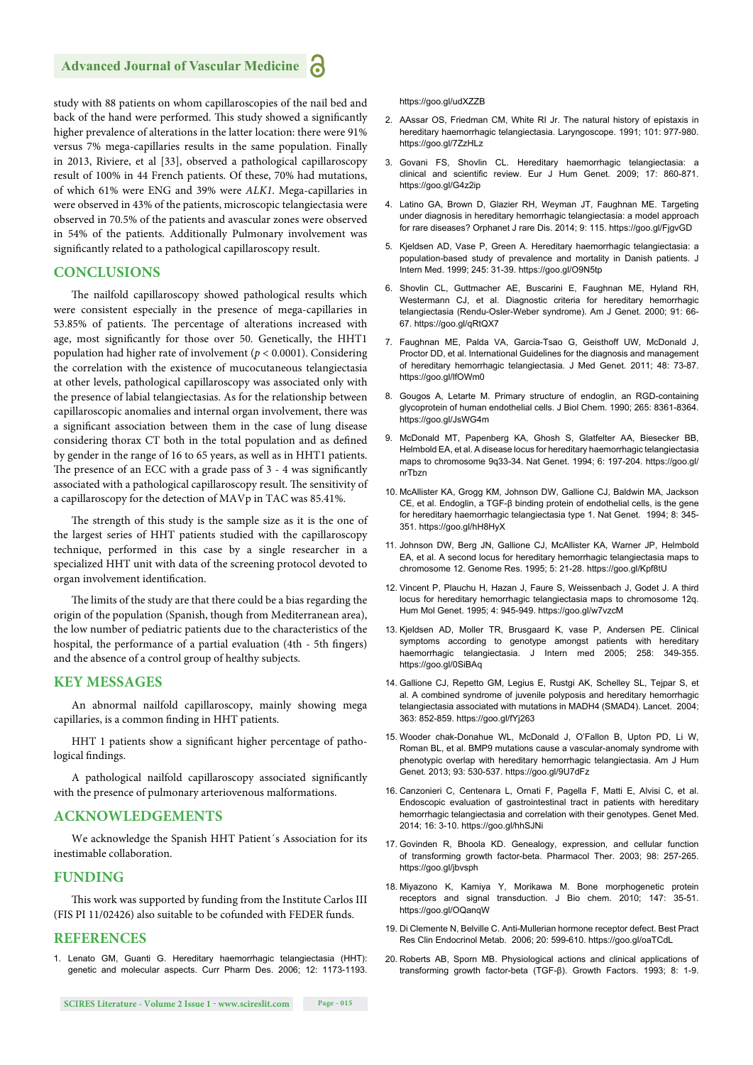study with 88 patients on whom capillaroscopies of the nail bed and back of the hand were performed. This study showed a significantly higher prevalence of alterations in the latter location: there were 91% versus 7% mega-capillaries results in the same population. Finally in 2013, Riviere, et al [33], observed a pathological capillaroscopy result of 100% in 44 French patients. Of these, 70% had mutations, of which 61% were ENG and 39% were *ALK1*. Mega-capillaries in were observed in 43% of the patients, microscopic telangiectasia were observed in 70.5% of the patients and avascular zones were observed in 54% of the patients. Additionally Pulmonary involvement was significantly related to a pathological capillaroscopy result.

## CONCLUSIONS

The nailfold capillaroscopy showed pathological results which were consistent especially in the presence of mega-capillaries in 53.85% of patients. The percentage of alterations increased with age, most significantly for those over 50. Genetically, the HHT1 population had higher rate of involvement ($p < 0.0001$). Considering the correlation with the existence of mucocutaneous telangiectasia at other levels, pathological capillaroscopy was associated only with the presence of labial telangiectasias. As for the relationship between capillaroscopic anomalies and internal organ involvement, there was a significant association between them in the case of lung disease considering thorax CT both in the total population and as defined by gender in the range of 16 to 65 years, as well as in HHT1 patients. The presence of an ECC with a grade pass of 3 - 4 was significantly associated with a pathological capillaroscopy result. The sensitivity of a capillaroscopy for the detection of MAVp in TAC was 85.41%.

The strength of this study is the sample size as it is the one of the largest series of HHT patients studied with the capillaroscopy technique, performed in this case by a single researcher in a specialized HHT unit with data of the screening protocol devoted to organ involvement identification.

The limits of the study are that there could be a bias regarding the origin of the population (Spanish, though from Mediterranean area), the low number of pediatric patients due to the characteristics of the hospital, the performance of a partial evaluation (4th - 5th fingers) and the absence of a control group of healthy subjects.

## KEY MESSAGES

An abnormal nailfold capillaroscopy, mainly showing mega capillaries, is a common finding in HHT patients.

HHT 1 patients show a significant higher percentage of pathological findings.

A pathological nailfold capillaroscopy associated significantly with the presence of pulmonary arteriovenous malformations.

## ACKNOWLEDGEMENTS

We acknowledge the Spanish HHT Patient´s Association for its inestimable collaboration.

## FUNDING

This work was supported by funding from the Institute Carlos III (FIS PI 11/02426) also suitable to be cofunded with FEDER funds.

## REFERENCES

1. Lenato GM, Guanti G. Hereditary haemorrhagic telangiectasia (HHT): genetic and molecular aspects. Curr Pharm Des. 2006; 12: 1173-1193. https://goo.gl/udXZZB
2. AAssar OS, Friedman CM, White RI Jr. The natural history of epistaxis in hereditary haemorrhagic telangiectasia. Laryngoscope. 1991; 101: 977-980. https://goo.gl/7ZzHLz
3. Govani FS, Shovlin CL. Hereditary haemorrhagic telangiectasia: a clinical and scientific review. Eur J Hum Genet. 2009; 17: 860-871. https://goo.gl/G4z2ip
4. Latino GA, Brown D, Glazier RH, Weyman JT, Faughnan ME. Targeting under diagnosis in hereditary hemorrhagic telangiectasia: a model approach for rare diseases? Orphanet J rare Dis. 2014; 9: 115. https://goo.gl/FjgvGD
5. Kjeldsen AD, Vase P, Green A. Hereditary haemorrhagic telangiectasia: a population-based study of prevalence and mortality in Danish patients. J Intern Med. 1999; 245: 31-39. https://goo.gl/O9N5tp
6. Shovlin CL, Guttmacher AE, Buscarini E, Faughnan ME, Hyland RH, Westermann CJ, et al. Diagnostic criteria for hereditary hemorrhagic telangiectasia (Rendu-Osler-Weber syndrome). Am J Genet. 2000; 91: 66-67. https://goo.gl/qRtQX7
7. Faughnan ME, Palda VA, Garcia-Tsao G, Geisthoff UW, McDonald J, Proctor DD, et al. International Guidelines for the diagnosis and management of hereditary hemorrhagic telangiectasia. J Med Genet. 2011; 48: 73-87. https://goo.gl/lfOWm0
8. Gougos A, Letarte M. Primary structure of endoglin, an RGD-containing glycoprotein of human endothelial cells. J Biol Chem. 1990; 265: 8361-8364. https://goo.gl/JsWG4m
9. McDonald MT, Papenberg KA, Ghosh S, Glatfelter AA, Biesecker BB, Helmbold EA, et al. A disease locus for hereditary haemorrhagic telangiectasia maps to chromosome 9q33-34. Nat Genet. 1994; 6: 197-204. https://goo.gl/nrTbzn
10. McAllister KA, Grogg KM, Johnson DW, Gallione CJ, Baldwin MA, Jackson CE, et al. Endoglin, a TGF-β binding protein of endothelial cells, is the gene for hereditary haemorrhagic telangiectasia type 1. Nat Genet. 1994; 8: 345-351. https://goo.gl/hH8HyX
11. Johnson DW, Berg JN, Gallione CJ, McAllister KA, Warner JP, Helmbold EA, et al. A second locus for hereditary hemorrhagic telangiectasia maps to chromosome 12. Genome Res. 1995; 5: 21-28. https://goo.gl/Kpf8tU
12. Vincent P, Plauchu H, Hazan J, Faure S, Weissenbach J, Godet J. A third locus for hereditary haemorrhagic telangiectasia maps to chromosome 12q. Hum Mol Genet. 1995; 4: 945-949. https://goo.gl/w7vzcM
13. Kjeldsen AD, Moller TR, Brusgaard K, vase P, Andersen PE. Clinical symptoms according to genotype amongst patients with hereditary haemorrhagic telangiectasia. J Intern med 2005; 258: 349-355. https://goo.gl/0SiBAq
14. Gallione CJ, Repetto GM, Legius E, Rustgi AK, Schelley SL, Tejpar S, et al. A combined syndrome of juvenile polyposis and hereditary hemorrhagic telangiectasia associated with mutations in MADH4 (SMAD4). Lancet. 2004; 363: 852-859. https://goo.gl/fYj263
15. Wooder chak-Donahue WL, McDonald J, O'Fallon B, Upton PD, Li W, Roman BL, et al. BMP9 mutations cause a vascular-anomaly syndrome with phenotypic overlap with hereditary hemorrhagic telangiectasia. Am J Hum Genet. 2013; 93: 530-537. https://goo.gl/9U7dFz
16. Canzonieri C, Centenara L, Ornati F, Pagella F, Matti E, Alvisi C, et al. Endoscopic evaluation of gastrointestinal tract in patients with hereditary hemorrhagic telangiectasia and correlation with their genotypes. Genet Med. 2014; 16: 3-10. https://goo.gl/hhSJNi
17. Govinden R, Bhoola KD. Genealogy, expression, and cellular function of transforming growth factor-beta. Pharmacol Ther. 2003; 98: 257-265. https://goo.gl/jbvsph
18. Miyazono K, Kamiya Y, Morikawa M. Bone morphogenetic protein receptors and signal transduction. J Bio chem. 2010; 147: 35-51. https://goo.gl/OQanqW
19. Di Clemente N, Belville C. Anti-Mullerian hormone receptor defect. Best Pract Res Clin Endocrinol Metab. 2006; 20: 599-610. https://goo.gl/oaTCdL
20. Roberts AB, Sporn MB. Physiological actions and clinical applications of transforming growth factor-beta (TGF-β). Growth Factors. 1993; 8: 1-9.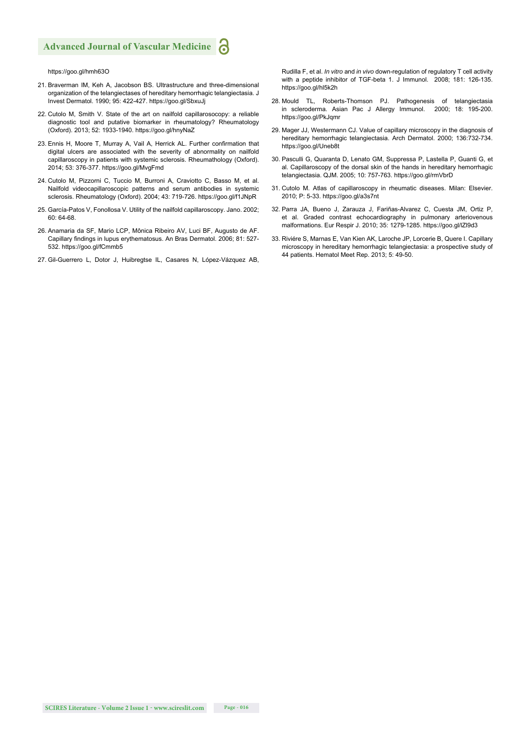https://goo.gl/hmh63O

21. Braverman IM, Keh A, Jacobson BS. Ultrastructure and three-dimensional organization of the telangiectases of hereditary hemorrhagic telangiectasia. J Invest Dermatol. 1990; 95: 422-427. https://goo.gl/SbxuJj

22. Cutolo M, Smith V. State of the art on nailfold capillarosocopy: a reliable diagnostic tool and putative biomarker in rheumatology? Rheumatology (Oxford). 2013; 52: 1933-1940. https://goo.gl/hnyNaZ

23. Ennis H, Moore T, Murray A, Vail A, Herrick AL. Further confirmation that digital ulcers are associated with the severity of abnormality on nailfold capillaroscopy in patients with systemic sclerosis. Rheumathology (Oxford). 2014; 53: 376-377. https://goo.gl/MvgFmd

24. Cutolo M, Pizzorni C, Tuccio M, Burroni A, Craviotto C, Basso M, et al. Nailfold videocapillaroscopic patterns and serum antibodies in systemic sclerosis. Rheumatology (Oxford). 2004; 43: 719-726. https://goo.gl/f1JNpR

25. García-Patos V, Fonollosa V. Utility of the nailfold capillaroscopy. Jano. 2002; 60: 64-68.

26. Anamaria da SF, Mario LCP, Mônica Ribeiro AV, Luci BF, Augusto de AF. Capillary findings in lupus erythematosus. An Bras Dermatol. 2006; 81: 527-532. https://goo.gl/fCmmb5

27. Gil-Guerrero L, Dotor J, Huibregtse IL, Casares N, López-Vázquez AB, Rudilla F, et al. *In vitro* and *in vivo* down-regulation of regulatory T cell activity with a peptide inhibitor of TGF-beta 1. J Immunol. 2008; 181: 126-135. https://goo.gl/hl5k2h

28. Mould TL, Roberts-Thomson PJ. Pathogenesis of telangiectasia in scleroderma. Asian Pac J Allergy Immunol. 2000; 18: 195-200. https://goo.gl/PkJqmr

29. Mager JJ, Westermann CJ. Value of capillary microscopy in the diagnosis of hereditary hemorrhagic telangiectasia. Arch Dermatol. 2000; 136:732-734. https://goo.gl/Uneb8t

30. Pasculli G, Quaranta D, Lenato GM, Suppressa P, Lastella P, Guanti G, et al. Capillaroscopy of the dorsal skin of the hands in hereditary hemorrhagic telangiectasia. QJM. 2005; 10: 757-763. https://goo.gl/rmVbrD

31. Cutolo M. Atlas of capillaroscopy in rheumatic diseases. Milan: Elsevier. 2010; P: 5-33. https://goo.gl/a3s7nt

32. Parra JA, Bueno J, Zarauza J, Fariñas-Alvarez C, Cuesta JM, Ortiz P, et al. Graded contrast echocardiography in pulmonary arteriovenous malformations. Eur Respir J. 2010; 35: 1279-1285. https://goo.gl/lZl9d3

33. Riviére S, Marnas E, Van Kien AK, Laroche JP, Lorcerie B, Quere I. Capillary microscopy in hereditary hemorrhagic telangiectasia: a prospective study of 44 patients. Hematol Meet Rep. 2013; 5: 49-50.